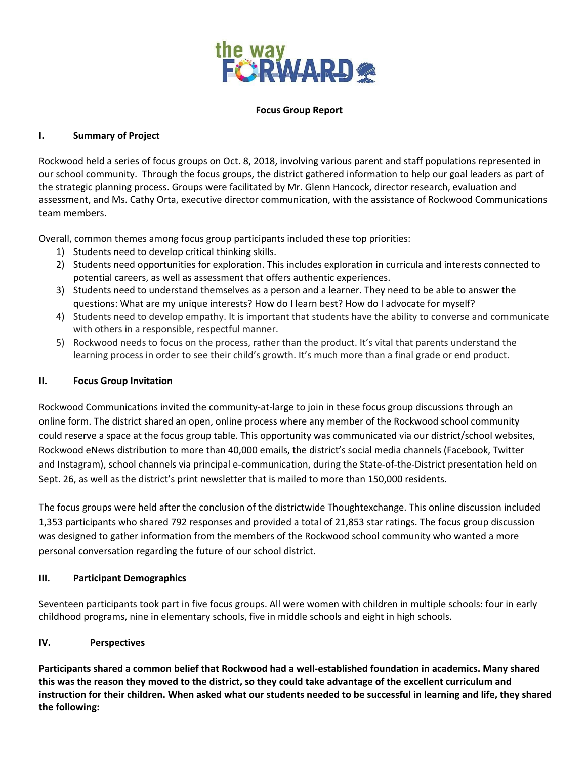**the way FORWARD**

**Focus Group Report**

## I. Summary of Project

Rockwood held a series of focus groups on Oct. 8, 2018, involving various parent and staff populations represented in our school community. Through the focus groups, the district gathered information to help our goal leaders as part of the strategic planning process. Groups were facilitated by Mr. Glenn Hancock, director research, evaluation and assessment, and Ms. Cathy Orta, executive director communication, with the assistance of Rockwood Communications team members.

Overall, common themes among focus group participants included these top priorities:

1) Students need to develop critical thinking skills.
2) Students need opportunities for exploration. This includes exploration in curricula and interests connected to potential careers, as well as assessment that offers authentic experiences.
3) Students need to understand themselves as a person and a learner. They need to be able to answer the questions: What are my unique interests? How do I learn best? How do I advocate for myself?
4) Students need to develop empathy. It is important that students have the ability to converse and communicate with others in a responsible, respectful manner.
5) Rockwood needs to focus on the process, rather than the product. It's vital that parents understand the learning process in order to see their child's growth. It's much more than a final grade or end product.

## II. Focus Group Invitation

Rockwood Communications invited the community-at-large to join in these focus group discussions through an online form. The district shared an open, online process where any member of the Rockwood school community could reserve a space at the focus group table. This opportunity was communicated via our district/school websites, Rockwood eNews distribution to more than 40,000 emails, the district's social media channels (Facebook, Twitter and Instagram), school channels via principal e-communication, during the State-of-the-District presentation held on Sept. 26, as well as the district's print newsletter that is mailed to more than 150,000 residents.

The focus groups were held after the conclusion of the districtwide Thoughtexchange. This online discussion included 1,353 participants who shared 792 responses and provided a total of 21,853 star ratings. The focus group discussion was designed to gather information from the members of the Rockwood school community who wanted a more personal conversation regarding the future of our school district.

## III. Participant Demographics

Seventeen participants took part in five focus groups. All were women with children in multiple schools: four in early childhood programs, nine in elementary schools, five in middle schools and eight in high schools.

## IV. Perspectives

**Participants shared a common belief that Rockwood had a well-established foundation in academics. Many shared this was the reason they moved to the district, so they could take advantage of the excellent curriculum and instruction for their children. When asked what our students needed to be successful in learning and life, they shared the following:**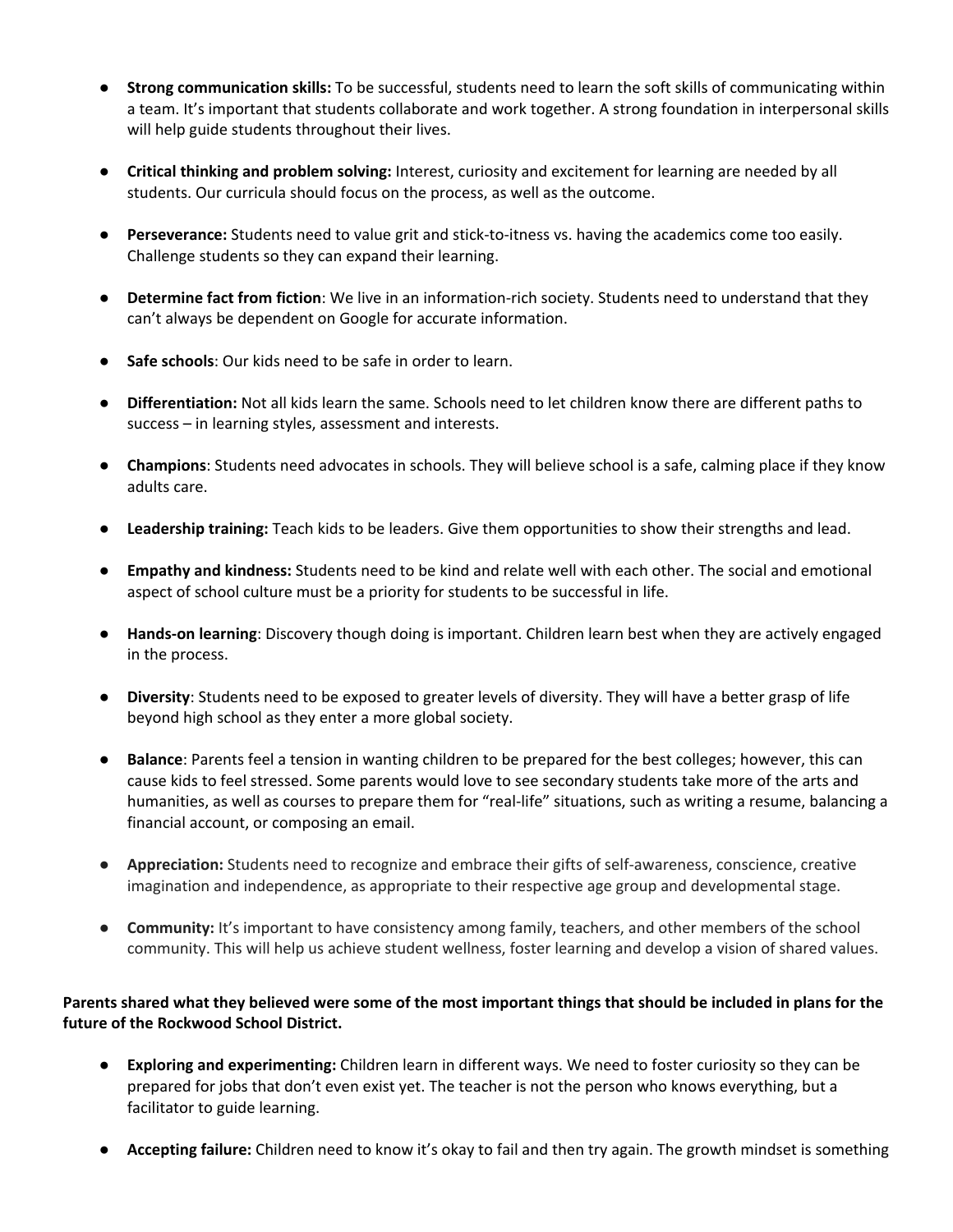- **Strong communication skills:** To be successful, students need to learn the soft skills of communicating within a team. It's important that students collaborate and work together. A strong foundation in interpersonal skills will help guide students throughout their lives.

- **Critical thinking and problem solving:** Interest, curiosity and excitement for learning are needed by all students. Our curricula should focus on the process, as well as the outcome.

- **Perseverance:** Students need to value grit and stick-to-itness vs. having the academics come too easily. Challenge students so they can expand their learning.

- **Determine fact from fiction**: We live in an information-rich society. Students need to understand that they can't always be dependent on Google for accurate information.

- **Safe schools**: Our kids need to be safe in order to learn.

- **Differentiation:** Not all kids learn the same. Schools need to let children know there are different paths to success – in learning styles, assessment and interests.

- **Champions**: Students need advocates in schools. They will believe school is a safe, calming place if they know adults care.

- **Leadership training:** Teach kids to be leaders. Give them opportunities to show their strengths and lead.

- **Empathy and kindness:** Students need to be kind and relate well with each other. The social and emotional aspect of school culture must be a priority for students to be successful in life.

- **Hands-on learning**: Discovery though doing is important. Children learn best when they are actively engaged in the process.

- **Diversity**: Students need to be exposed to greater levels of diversity. They will have a better grasp of life beyond high school as they enter a more global society.

- **Balance**: Parents feel a tension in wanting children to be prepared for the best colleges; however, this can cause kids to feel stressed. Some parents would love to see secondary students take more of the arts and humanities, as well as courses to prepare them for "real-life" situations, such as writing a resume, balancing a financial account, or composing an email.

- **Appreciation:** Students need to recognize and embrace their gifts of self-awareness, conscience, creative imagination and independence, as appropriate to their respective age group and developmental stage.

- **Community:** It's important to have consistency among family, teachers, and other members of the school community. This will help us achieve student wellness, foster learning and develop a vision of shared values.

**Parents shared what they believed were some of the most important things that should be included in plans for the future of the Rockwood School District.**

- **Exploring and experimenting:** Children learn in different ways. We need to foster curiosity so they can be prepared for jobs that don't even exist yet. The teacher is not the person who knows everything, but a facilitator to guide learning.

- **Accepting failure:** Children need to know it's okay to fail and then try again. The growth mindset is something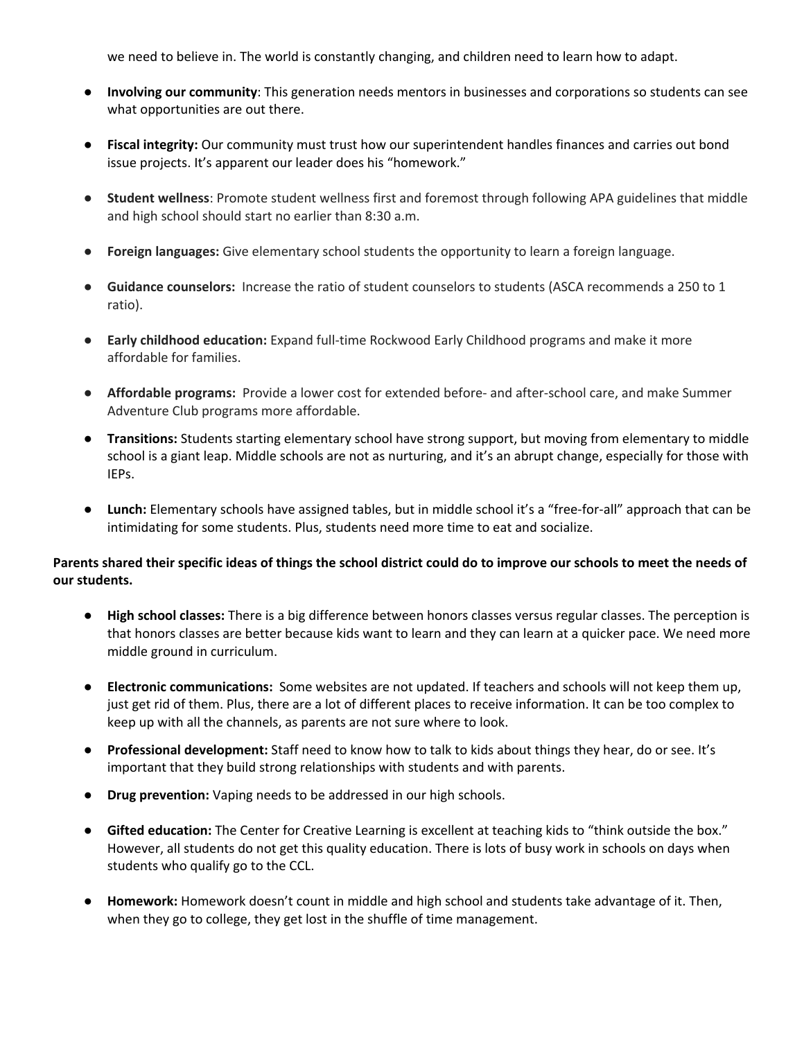we need to believe in. The world is constantly changing, and children need to learn how to adapt.

- **Involving our community**: This generation needs mentors in businesses and corporations so students can see what opportunities are out there.

- **Fiscal integrity:** Our community must trust how our superintendent handles finances and carries out bond issue projects. It's apparent our leader does his "homework."

- **Student wellness**: Promote student wellness first and foremost through following APA guidelines that middle and high school should start no earlier than 8:30 a.m.

- **Foreign languages:** Give elementary school students the opportunity to learn a foreign language.

- **Guidance counselors:** Increase the ratio of student counselors to students (ASCA recommends a 250 to 1 ratio).

- **Early childhood education:** Expand full-time Rockwood Early Childhood programs and make it more affordable for families.

- **Affordable programs:** Provide a lower cost for extended before- and after-school care, and make Summer Adventure Club programs more affordable.

- **Transitions:** Students starting elementary school have strong support, but moving from elementary to middle school is a giant leap. Middle schools are not as nurturing, and it's an abrupt change, especially for those with IEPs.

- **Lunch:** Elementary schools have assigned tables, but in middle school it's a "free-for-all" approach that can be intimidating for some students. Plus, students need more time to eat and socialize.

**Parents shared their specific ideas of things the school district could do to improve our schools to meet the needs of our students.**

- **High school classes:** There is a big difference between honors classes versus regular classes. The perception is that honors classes are better because kids want to learn and they can learn at a quicker pace. We need more middle ground in curriculum.

- **Electronic communications:** Some websites are not updated. If teachers and schools will not keep them up, just get rid of them. Plus, there are a lot of different places to receive information. It can be too complex to keep up with all the channels, as parents are not sure where to look.

- **Professional development:** Staff need to know how to talk to kids about things they hear, do or see. It's important that they build strong relationships with students and with parents.

- **Drug prevention:** Vaping needs to be addressed in our high schools.

- **Gifted education:** The Center for Creative Learning is excellent at teaching kids to "think outside the box." However, all students do not get this quality education. There is lots of busy work in schools on days when students who qualify go to the CCL.

- **Homework:** Homework doesn't count in middle and high school and students take advantage of it. Then, when they go to college, they get lost in the shuffle of time management.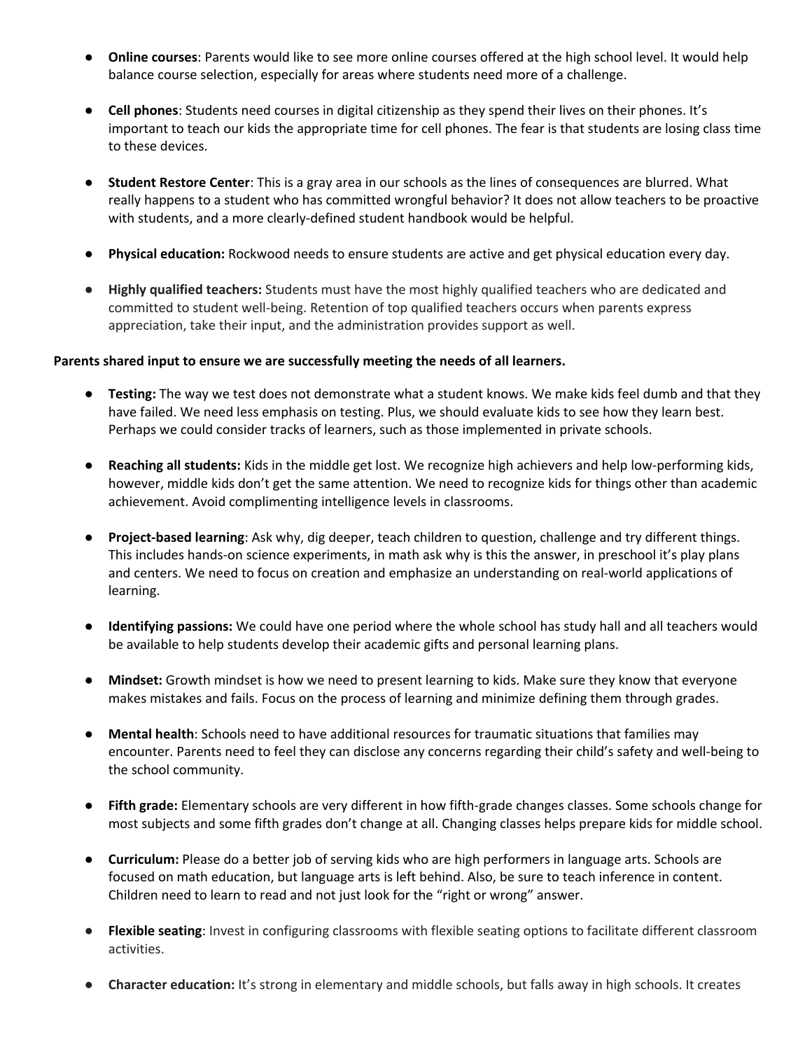- **Online courses**: Parents would like to see more online courses offered at the high school level. It would help balance course selection, especially for areas where students need more of a challenge.

- **Cell phones**: Students need courses in digital citizenship as they spend their lives on their phones. It's important to teach our kids the appropriate time for cell phones. The fear is that students are losing class time to these devices.

- **Student Restore Center**: This is a gray area in our schools as the lines of consequences are blurred. What really happens to a student who has committed wrongful behavior? It does not allow teachers to be proactive with students, and a more clearly-defined student handbook would be helpful.

- **Physical education:** Rockwood needs to ensure students are active and get physical education every day.

- **Highly qualified teachers:** Students must have the most highly qualified teachers who are dedicated and committed to student well-being. Retention of top qualified teachers occurs when parents express appreciation, take their input, and the administration provides support as well.

**Parents shared input to ensure we are successfully meeting the needs of all learners.**

- **Testing:** The way we test does not demonstrate what a student knows. We make kids feel dumb and that they have failed. We need less emphasis on testing. Plus, we should evaluate kids to see how they learn best. Perhaps we could consider tracks of learners, such as those implemented in private schools.

- **Reaching all students:** Kids in the middle get lost. We recognize high achievers and help low-performing kids, however, middle kids don't get the same attention. We need to recognize kids for things other than academic achievement. Avoid complimenting intelligence levels in classrooms.

- **Project-based learning**: Ask why, dig deeper, teach children to question, challenge and try different things. This includes hands-on science experiments, in math ask why is this the answer, in preschool it's play plans and centers. We need to focus on creation and emphasize an understanding on real-world applications of learning.

- **Identifying passions:** We could have one period where the whole school has study hall and all teachers would be available to help students develop their academic gifts and personal learning plans.

- **Mindset:** Growth mindset is how we need to present learning to kids. Make sure they know that everyone makes mistakes and fails. Focus on the process of learning and minimize defining them through grades.

- **Mental health**: Schools need to have additional resources for traumatic situations that families may encounter. Parents need to feel they can disclose any concerns regarding their child's safety and well-being to the school community.

- **Fifth grade:** Elementary schools are very different in how fifth-grade changes classes. Some schools change for most subjects and some fifth grades don't change at all. Changing classes helps prepare kids for middle school.

- **Curriculum:** Please do a better job of serving kids who are high performers in language arts. Schools are focused on math education, but language arts is left behind. Also, be sure to teach inference in content. Children need to learn to read and not just look for the "right or wrong" answer.

- **Flexible seating**: Invest in configuring classrooms with flexible seating options to facilitate different classroom activities.

- **Character education:** It's strong in elementary and middle schools, but falls away in high schools. It creates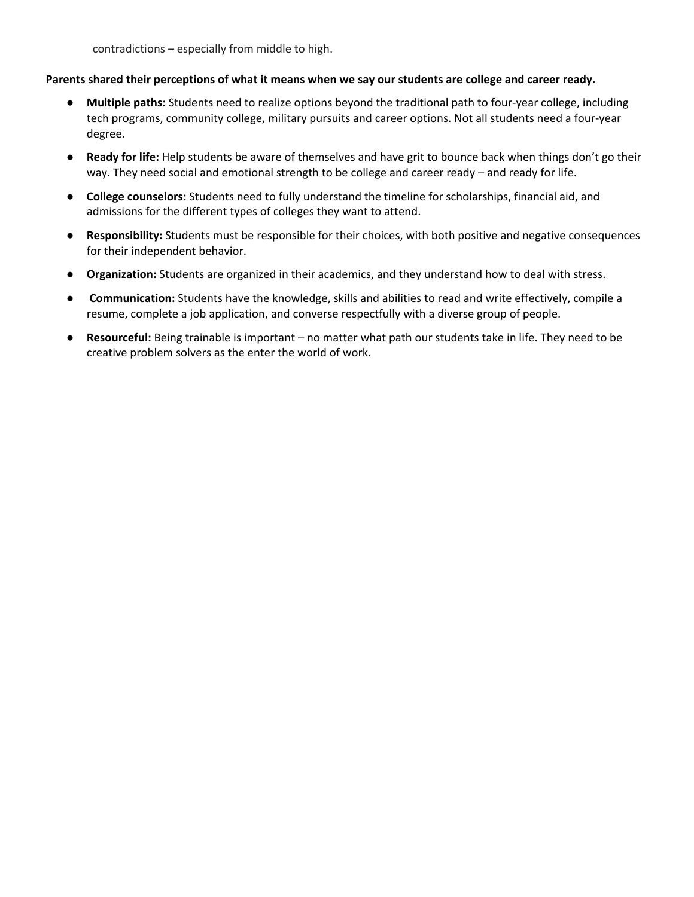contradictions – especially from middle to high.

**Parents shared their perceptions of what it means when we say our students are college and career ready.**

- **Multiple paths:** Students need to realize options beyond the traditional path to four-year college, including tech programs, community college, military pursuits and career options. Not all students need a four-year degree.
- **Ready for life:** Help students be aware of themselves and have grit to bounce back when things don't go their way. They need social and emotional strength to be college and career ready – and ready for life.
- **College counselors:** Students need to fully understand the timeline for scholarships, financial aid, and admissions for the different types of colleges they want to attend.
- **Responsibility:** Students must be responsible for their choices, with both positive and negative consequences for their independent behavior.
- **Organization:** Students are organized in their academics, and they understand how to deal with stress.
- **Communication:** Students have the knowledge, skills and abilities to read and write effectively, compile a resume, complete a job application, and converse respectfully with a diverse group of people.
- **Resourceful:** Being trainable is important – no matter what path our students take in life. They need to be creative problem solvers as the enter the world of work.